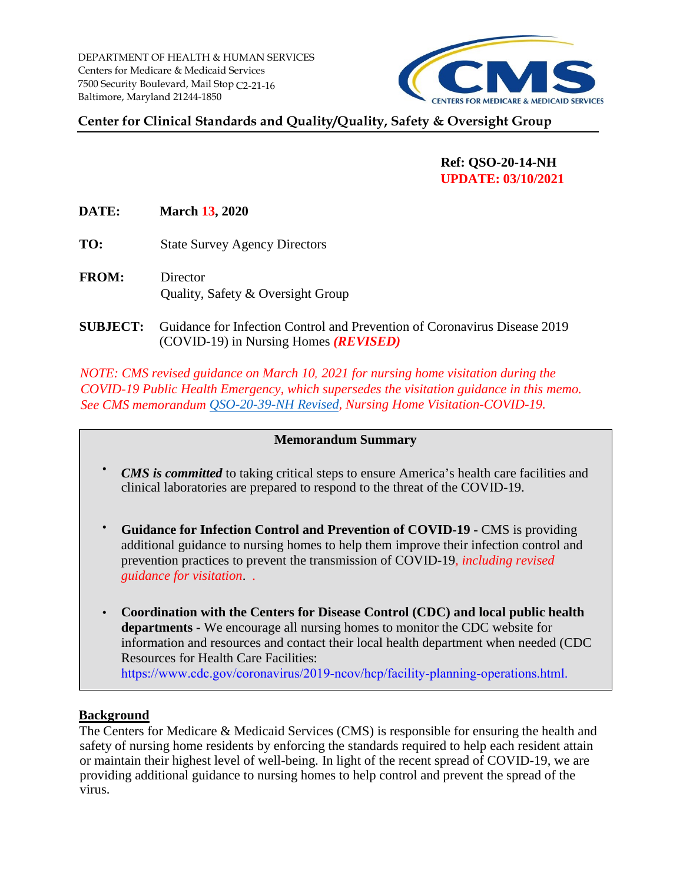DEPARTMENT OF HEALTH & HUMAN SERVICES
Centers for Medicare & Medicaid Services
7500 Security Boulevard, Mail Stop C2-21-16
Baltimore, Maryland 21244-1850

**Center for Clinical Standards and Quality/Quality, Safety & Oversight Group**

**Ref: QSO-20-14-NH**
**UPDATE: 03/10/2021**

**DATE:** **March 13, 2020**

**TO:** State Survey Agency Directors

**FROM:** Director
Quality, Safety & Oversight Group

**SUBJECT:** Guidance for Infection Control and Prevention of Coronavirus Disease 2019 (COVID-19) in Nursing Homes ***(REVISED)***

*NOTE: CMS revised guidance on March 10, 2021 for nursing home visitation during the COVID-19 Public Health Emergency, which supersedes the visitation guidance in this memo. See CMS memorandum QSO-20-39-NH Revised, Nursing Home Visitation-COVID-19.*

**Memorandum Summary**

- ***CMS is committed*** to taking critical steps to ensure America's health care facilities and clinical laboratories are prepared to respond to the threat of the COVID-19.
- **Guidance for Infection Control and Prevention of COVID-19 -** CMS is providing additional guidance to nursing homes to help them improve their infection control and prevention practices to prevent the transmission of COVID-19*, including revised guidance for visitation*. .
- **Coordination with the Centers for Disease Control (CDC) and local public health departments -** We encourage all nursing homes to monitor the CDC website for information and resources and contact their local health department when needed (CDC Resources for Health Care Facilities: https://www.cdc.gov/coronavirus/2019-ncov/hcp/facility-planning-operations.html.

## Background

The Centers for Medicare & Medicaid Services (CMS) is responsible for ensuring the health and safety of nursing home residents by enforcing the standards required to help each resident attain or maintain their highest level of well-being. In light of the recent spread of COVID-19, we are providing additional guidance to nursing homes to help control and prevent the spread of the virus.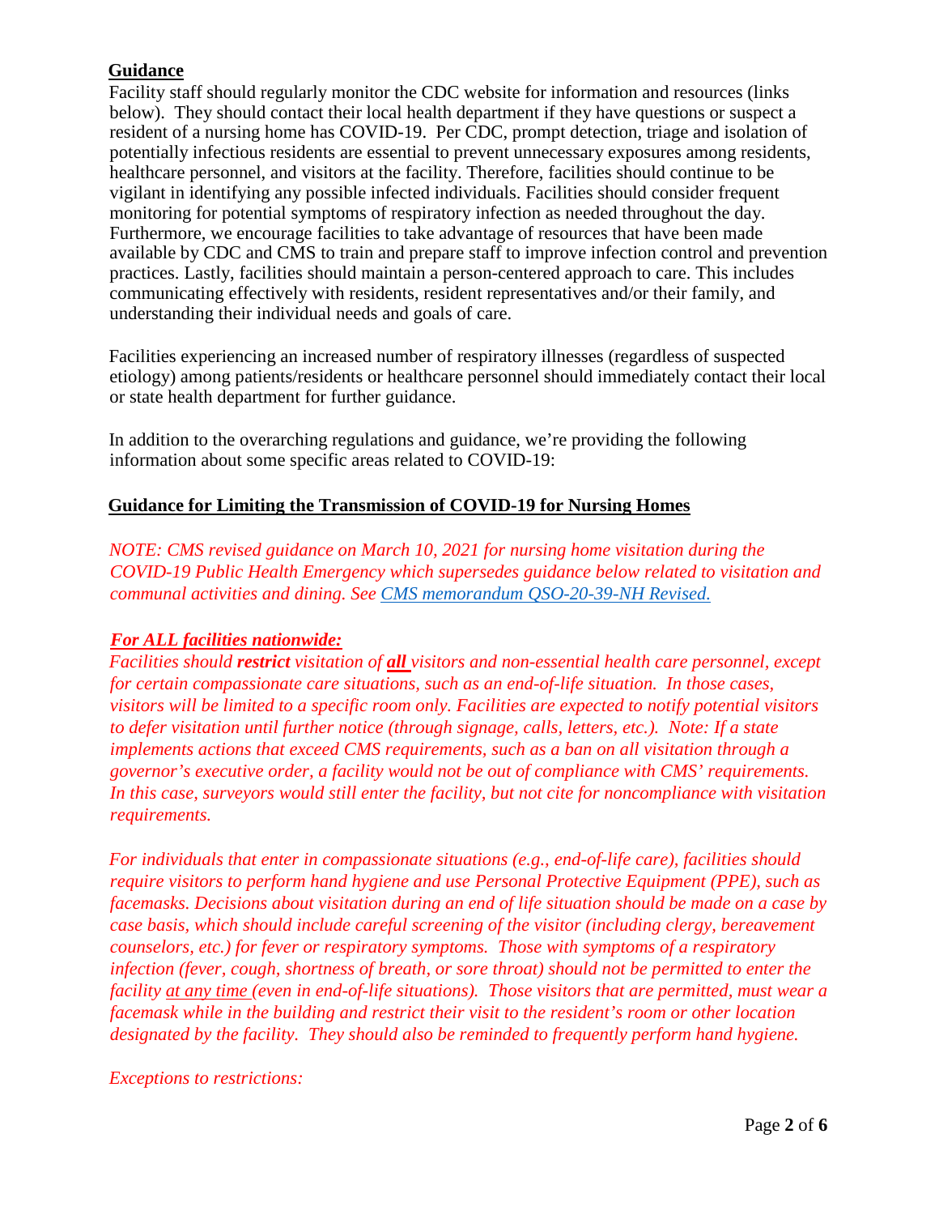## **Guidance**

Facility staff should regularly monitor the CDC website for information and resources (links below). They should contact their local health department if they have questions or suspect a resident of a nursing home has COVID-19. Per CDC, prompt detection, triage and isolation of potentially infectious residents are essential to prevent unnecessary exposures among residents, healthcare personnel, and visitors at the facility. Therefore, facilities should continue to be vigilant in identifying any possible infected individuals. Facilities should consider frequent monitoring for potential symptoms of respiratory infection as needed throughout the day. Furthermore, we encourage facilities to take advantage of resources that have been made available by CDC and CMS to train and prepare staff to improve infection control and prevention practices. Lastly, facilities should maintain a person-centered approach to care. This includes communicating effectively with residents, resident representatives and/or their family, and understanding their individual needs and goals of care.

Facilities experiencing an increased number of respiratory illnesses (regardless of suspected etiology) among patients/residents or healthcare personnel should immediately contact their local or state health department for further guidance.

In addition to the overarching regulations and guidance, we're providing the following information about some specific areas related to COVID-19:

## **Guidance for Limiting the Transmission of COVID-19 for Nursing Homes**

*NOTE: CMS revised guidance on March 10, 2021 for nursing home visitation during the COVID-19 Public Health Emergency which supersedes guidance below related to visitation and communal activities and dining. See [CMS memorandum QSO-20-39-NH Revised.]()*

***For ALL facilities nationwide:***

*Facilities should **restrict** visitation of **all** visitors and non-essential health care personnel, except for certain compassionate care situations, such as an end-of-life situation. In those cases, visitors will be limited to a specific room only. Facilities are expected to notify potential visitors to defer visitation until further notice (through signage, calls, letters, etc.). Note: If a state implements actions that exceed CMS requirements, such as a ban on all visitation through a governor's executive order, a facility would not be out of compliance with CMS' requirements. In this case, surveyors would still enter the facility, but not cite for noncompliance with visitation requirements.*

*For individuals that enter in compassionate situations (e.g., end-of-life care), facilities should require visitors to perform hand hygiene and use Personal Protective Equipment (PPE), such as facemasks. Decisions about visitation during an end of life situation should be made on a case by case basis, which should include careful screening of the visitor (including clergy, bereavement counselors, etc.) for fever or respiratory symptoms. Those with symptoms of a respiratory infection (fever, cough, shortness of breath, or sore throat) should not be permitted to enter the facility at any time (even in end-of-life situations). Those visitors that are permitted, must wear a facemask while in the building and restrict their visit to the resident's room or other location designated by the facility. They should also be reminded to frequently perform hand hygiene.*

*Exceptions to restrictions:*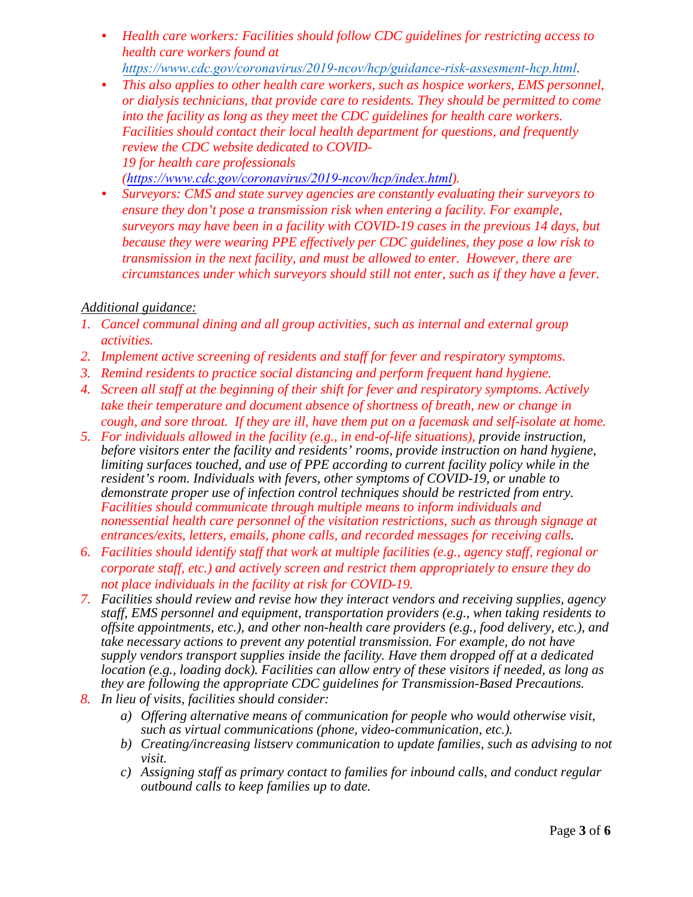- *Health care workers: Facilities should follow CDC guidelines for restricting access to health care workers found at [https://www.cdc.gov/coronavirus/2019-ncov/hcp/guidance-risk-assesment-hcp.html](https://www.cdc.gov/coronavirus/2019-ncov/hcp/guidance-risk-assesment-hcp.html).*
- *This also applies to other health care workers, such as hospice workers, EMS personnel, or dialysis technicians, that provide care to residents. They should be permitted to come into the facility as long as they meet the CDC guidelines for health care workers. Facilities should contact their local health department for questions, and frequently review the CDC website dedicated to COVID-19 for health care professionals ([https://www.cdc.gov/coronavirus/2019-ncov/hcp/index.html](https://www.cdc.gov/coronavirus/2019-ncov/hcp/index.html)).*
- *Surveyors: CMS and state survey agencies are constantly evaluating their surveyors to ensure they don't pose a transmission risk when entering a facility. For example, surveyors may have been in a facility with COVID-19 cases in the previous 14 days, but because they were wearing PPE effectively per CDC guidelines, they pose a low risk to transmission in the next facility, and must be allowed to enter. However, there are circumstances under which surveyors should still not enter, such as if they have a fever.*

*Additional guidance:*

1. *Cancel communal dining and all group activities, such as internal and external group activities.*
2. *Implement active screening of residents and staff for fever and respiratory symptoms.*
3. *Remind residents to practice social distancing and perform frequent hand hygiene.*
4. *Screen all staff at the beginning of their shift for fever and respiratory symptoms. Actively take their temperature and document absence of shortness of breath, new or change in cough, and sore throat. If they are ill, have them put on a facemask and self-isolate at home.*
5. *For individuals allowed in the facility (e.g., in end-of-life situations), provide instruction, before visitors enter the facility and residents' rooms, provide instruction on hand hygiene, limiting surfaces touched, and use of PPE according to current facility policy while in the resident's room. Individuals with fevers, other symptoms of COVID-19, or unable to demonstrate proper use of infection control techniques should be restricted from entry. Facilities should communicate through multiple means to inform individuals and nonessential health care personnel of the visitation restrictions, such as through signage at entrances/exits, letters, emails, phone calls, and recorded messages for receiving calls.*
6. *Facilities should identify staff that work at multiple facilities (e.g., agency staff, regional or corporate staff, etc.) and actively screen and restrict them appropriately to ensure they do not place individuals in the facility at risk for COVID-19.*
7. *Facilities should review and revise how they interact vendors and receiving supplies, agency staff, EMS personnel and equipment, transportation providers (e.g., when taking residents to offsite appointments, etc.), and other non-health care providers (e.g., food delivery, etc.), and take necessary actions to prevent any potential transmission. For example, do not have supply vendors transport supplies inside the facility. Have them dropped off at a dedicated location (e.g., loading dock). Facilities can allow entry of these visitors if needed, as long as they are following the appropriate CDC guidelines for Transmission-Based Precautions.*
8. *In lieu of visits, facilities should consider:*
   a) *Offering alternative means of communication for people who would otherwise visit, such as virtual communications (phone, video-communication, etc.).*
   b) *Creating/increasing listserv communication to update families, such as advising to not visit.*
   c) *Assigning staff as primary contact to families for inbound calls, and conduct regular outbound calls to keep families up to date.*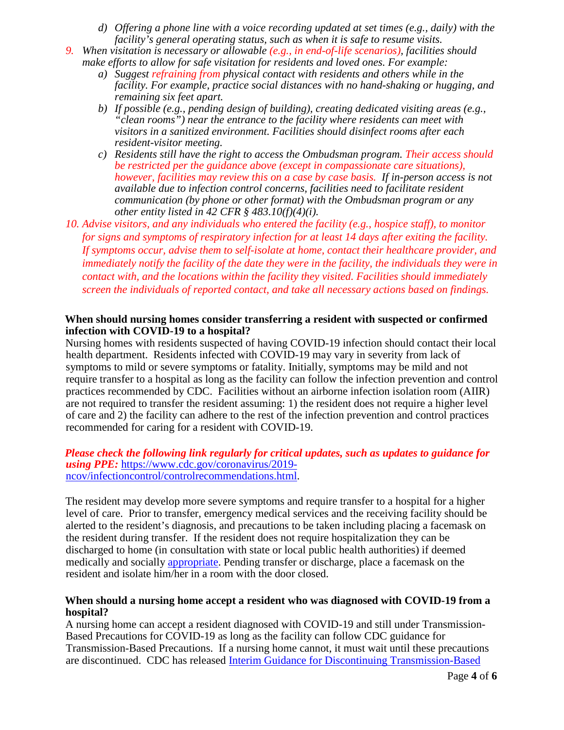d) *Offering a phone line with a voice recording updated at set times (e.g., daily) with the facility's general operating status, such as when it is safe to resume visits.*

9. *When visitation is necessary or allowable (e.g., in end-of-life scenarios), facilities should make efforts to allow for safe visitation for residents and loved ones. For example:*
   a) *Suggest refraining from physical contact with residents and others while in the facility. For example, practice social distances with no hand-shaking or hugging, and remaining six feet apart.*
   b) *If possible (e.g., pending design of building), creating dedicated visiting areas (e.g., "clean rooms") near the entrance to the facility where residents can meet with visitors in a sanitized environment. Facilities should disinfect rooms after each resident-visitor meeting.*
   c) *Residents still have the right to access the Ombudsman program. Their access should be restricted per the guidance above (except in compassionate care situations), however, facilities may review this on a case by case basis. If in-person access is not available due to infection control concerns, facilities need to facilitate resident communication (by phone or other format) with the Ombudsman program or any other entity listed in 42 CFR § 483.10(f)(4)(i).*

10. *Advise visitors, and any individuals who entered the facility (e.g., hospice staff), to monitor for signs and symptoms of respiratory infection for at least 14 days after exiting the facility. If symptoms occur, advise them to self-isolate at home, contact their healthcare provider, and immediately notify the facility of the date they were in the facility, the individuals they were in contact with, and the locations within the facility they visited. Facilities should immediately screen the individuals of reported contact, and take all necessary actions based on findings.*

**When should nursing homes consider transferring a resident with suspected or confirmed infection with COVID-19 to a hospital?**

Nursing homes with residents suspected of having COVID-19 infection should contact their local health department. Residents infected with COVID-19 may vary in severity from lack of symptoms to mild or severe symptoms or fatality. Initially, symptoms may be mild and not require transfer to a hospital as long as the facility can follow the infection prevention and control practices recommended by CDC. Facilities without an airborne infection isolation room (AIIR) are not required to transfer the resident assuming: 1) the resident does not require a higher level of care and 2) the facility can adhere to the rest of the infection prevention and control practices recommended for caring for a resident with COVID-19.

***Please check the following link regularly for critical updates, such as updates to guidance for using PPE:*** [https://www.cdc.gov/coronavirus/2019-ncov/infectioncontrol/controlrecommendations.html](https://www.cdc.gov/coronavirus/2019-ncov/infectioncontrol/controlrecommendations.html).

The resident may develop more severe symptoms and require transfer to a hospital for a higher level of care. Prior to transfer, emergency medical services and the receiving facility should be alerted to the resident's diagnosis, and precautions to be taken including placing a facemask on the resident during transfer. If the resident does not require hospitalization they can be discharged to home (in consultation with state or local public health authorities) if deemed medically and socially appropriate. Pending transfer or discharge, place a facemask on the resident and isolate him/her in a room with the door closed.

**When should a nursing home accept a resident who was diagnosed with COVID-19 from a hospital?**

A nursing home can accept a resident diagnosed with COVID-19 and still under Transmission-Based Precautions for COVID-19 as long as the facility can follow CDC guidance for Transmission-Based Precautions. If a nursing home cannot, it must wait until these precautions are discontinued. CDC has released Interim Guidance for Discontinuing Transmission-Based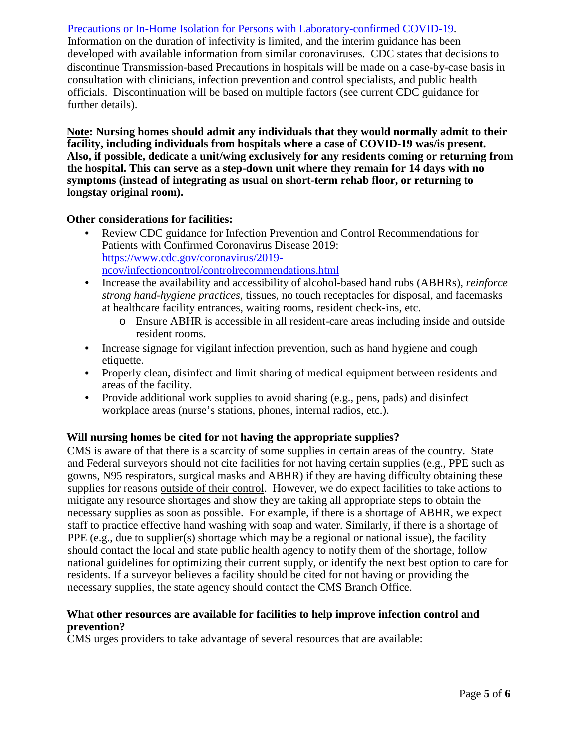[Precautions or In-Home Isolation for Persons with Laboratory-confirmed COVID-19](). Information on the duration of infectivity is limited, and the interim guidance has been developed with available information from similar coronaviruses. CDC states that decisions to discontinue Transmission-based Precautions in hospitals will be made on a case-by-case basis in consultation with clinicians, infection prevention and control specialists, and public health officials. Discontinuation will be based on multiple factors (see current CDC guidance for further details).

**Note: Nursing homes should admit any individuals that they would normally admit to their facility, including individuals from hospitals where a case of COVID-19 was/is present. Also, if possible, dedicate a unit/wing exclusively for any residents coming or returning from the hospital. This can serve as a step-down unit where they remain for 14 days with no symptoms (instead of integrating as usual on short-term rehab floor, or returning to longstay original room).**

**Other considerations for facilities:**

- Review CDC guidance for Infection Prevention and Control Recommendations for Patients with Confirmed Coronavirus Disease 2019: https://www.cdc.gov/coronavirus/2019-ncov/infectioncontrol/controlrecommendations.html
- Increase the availability and accessibility of alcohol-based hand rubs (ABHRs), *reinforce strong hand-hygiene practices*, tissues, no touch receptacles for disposal, and facemasks at healthcare facility entrances, waiting rooms, resident check-ins, etc.
  - Ensure ABHR is accessible in all resident-care areas including inside and outside resident rooms.
- Increase signage for vigilant infection prevention, such as hand hygiene and cough etiquette.
- Properly clean, disinfect and limit sharing of medical equipment between residents and areas of the facility.
- Provide additional work supplies to avoid sharing (e.g., pens, pads) and disinfect workplace areas (nurse's stations, phones, internal radios, etc.).

**Will nursing homes be cited for not having the appropriate supplies?**

CMS is aware of that there is a scarcity of some supplies in certain areas of the country. State and Federal surveyors should not cite facilities for not having certain supplies (e.g., PPE such as gowns, N95 respirators, surgical masks and ABHR) if they are having difficulty obtaining these supplies for reasons outside of their control. However, we do expect facilities to take actions to mitigate any resource shortages and show they are taking all appropriate steps to obtain the necessary supplies as soon as possible. For example, if there is a shortage of ABHR, we expect staff to practice effective hand washing with soap and water. Similarly, if there is a shortage of PPE (e.g., due to supplier(s) shortage which may be a regional or national issue), the facility should contact the local and state public health agency to notify them of the shortage, follow national guidelines for optimizing their current supply, or identify the next best option to care for residents. If a surveyor believes a facility should be cited for not having or providing the necessary supplies, the state agency should contact the CMS Branch Office.

**What other resources are available for facilities to help improve infection control and prevention?**

CMS urges providers to take advantage of several resources that are available: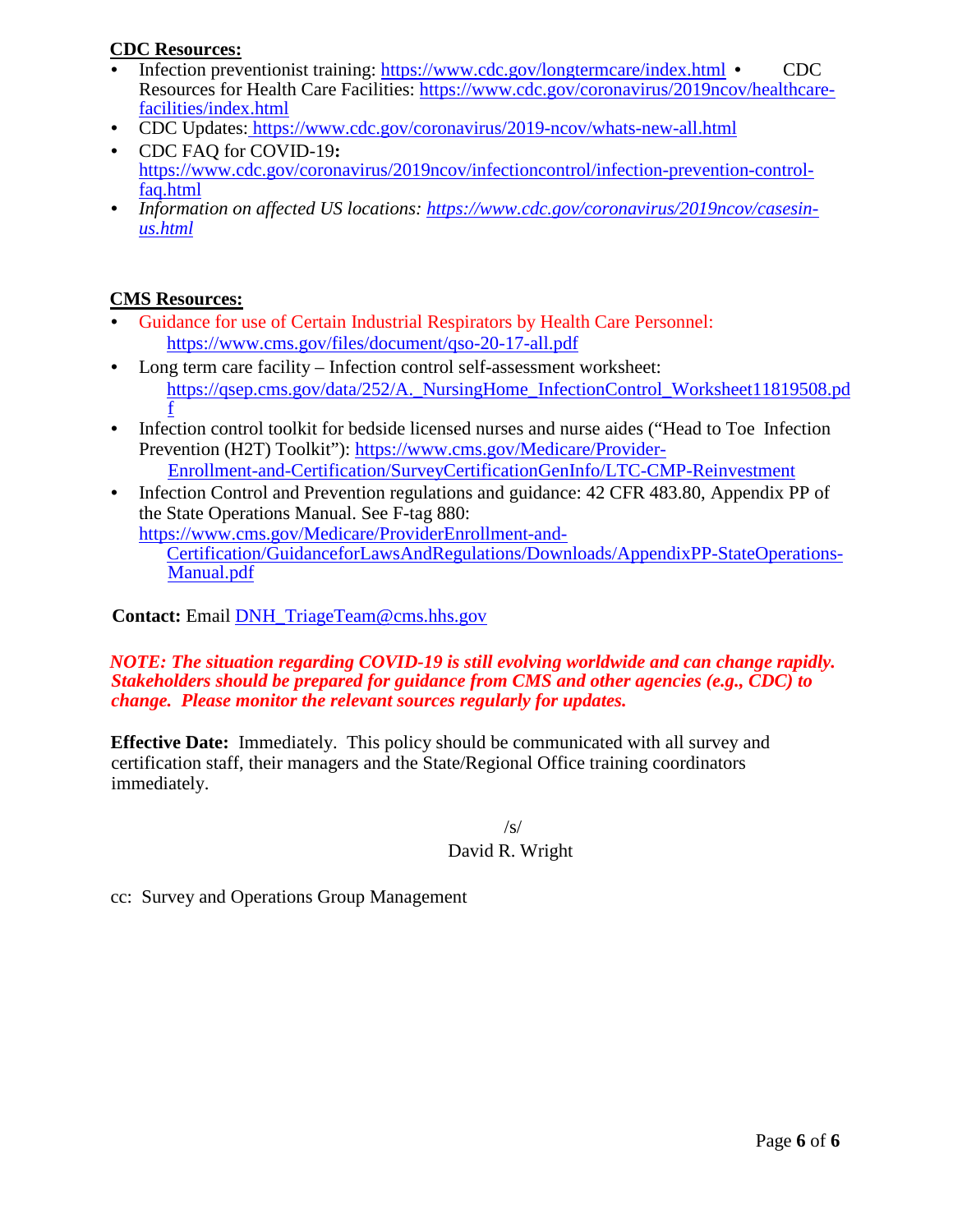**CDC Resources:**

- Infection preventionist training: https://www.cdc.gov/longtermcare/index.html
- CDC Resources for Health Care Facilities: https://www.cdc.gov/coronavirus/2019ncov/healthcare-facilities/index.html
- CDC Updates: https://www.cdc.gov/coronavirus/2019-ncov/whats-new-all.html
- CDC FAQ for COVID-19**:** https://www.cdc.gov/coronavirus/2019ncov/infectioncontrol/infection-prevention-control-faq.html
- *Information on affected US locations: https://www.cdc.gov/coronavirus/2019ncov/casesin-us.html*

**CMS Resources:**

- Guidance for use of Certain Industrial Respirators by Health Care Personnel: https://www.cms.gov/files/document/qso-20-17-all.pdf
- Long term care facility – Infection control self-assessment worksheet: https://qsep.cms.gov/data/252/A._NursingHome_InfectionControl_Worksheet11819508.pdf
- Infection control toolkit for bedside licensed nurses and nurse aides ("Head to Toe Infection Prevention (H2T) Toolkit"): https://www.cms.gov/Medicare/Provider-Enrollment-and-Certification/SurveyCertificationGenInfo/LTC-CMP-Reinvestment
- Infection Control and Prevention regulations and guidance: 42 CFR 483.80, Appendix PP of the State Operations Manual. See F-tag 880: https://www.cms.gov/Medicare/ProviderEnrollment-and-Certification/GuidanceforLawsAndRegulations/Downloads/AppendixPP-StateOperations-Manual.pdf

**Contact:** Email DNH_TriageTeam@cms.hhs.gov

***NOTE: The situation regarding COVID-19 is still evolving worldwide and can change rapidly. Stakeholders should be prepared for guidance from CMS and other agencies (e.g., CDC) to change. Please monitor the relevant sources regularly for updates.***

**Effective Date:** Immediately. This policy should be communicated with all survey and certification staff, their managers and the State/Regional Office training coordinators immediately.

/s/
David R. Wright

cc: Survey and Operations Group Management